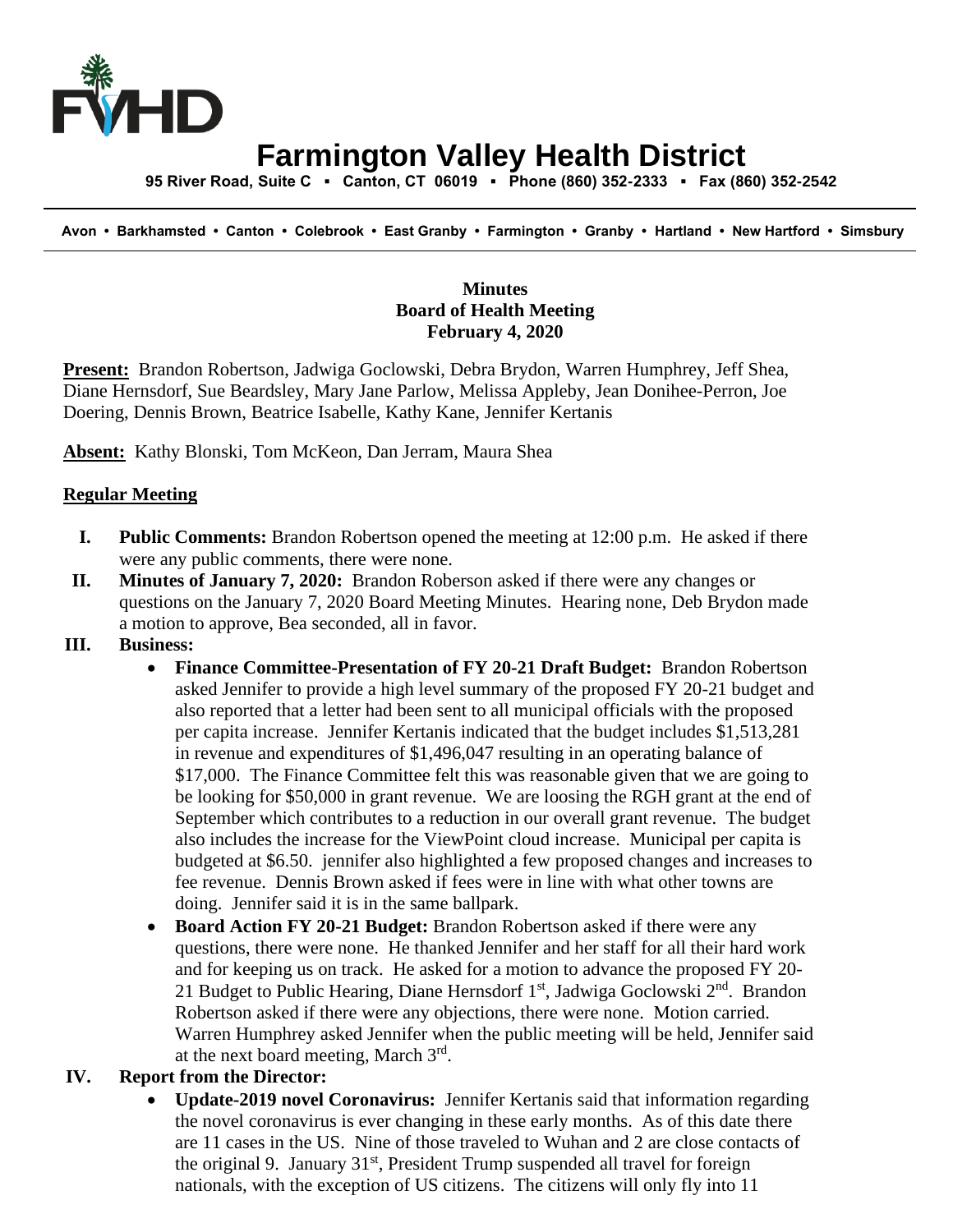# Farmington Valley Health District

**95 River Road, Suite C ▪ Canton, CT 06019 ▪ Phone (860) 352-2333 ▪ Fax (860) 352-2542**

**Avon • Barkhamsted • Canton • Colebrook • East Granby • Farmington • Granby • Hartland • New Hartford • Simsbury**

**Minutes**
**Board of Health Meeting**
**February 4, 2020**

**Present:** Brandon Robertson, Jadwiga Goclowski, Debra Brydon, Warren Humphrey, Jeff Shea, Diane Hernsdorf, Sue Beardsley, Mary Jane Parlow, Melissa Appleby, Jean Donihee-Perron, Joe Doering, Dennis Brown, Beatrice Isabelle, Kathy Kane, Jennifer Kertanis

**Absent:** Kathy Blonski, Tom McKeon, Dan Jerram, Maura Shea

**Regular Meeting**

I. **Public Comments:** Brandon Robertson opened the meeting at 12:00 p.m. He asked if there were any public comments, there were none.

II. **Minutes of January 7, 2020:** Brandon Roberson asked if there were any changes or questions on the January 7, 2020 Board Meeting Minutes. Hearing none, Deb Brydon made a motion to approve, Bea seconded, all in favor.

III. **Business:**
   - **Finance Committee-Presentation of FY 20-21 Draft Budget:** Brandon Robertson asked Jennifer to provide a high level summary of the proposed FY 20-21 budget and also reported that a letter had been sent to all municipal officials with the proposed per capita increase. Jennifer Kertanis indicated that the budget includes $1,513,281 in revenue and expenditures of $1,496,047 resulting in an operating balance of $17,000. The Finance Committee felt this was reasonable given that we are going to be looking for $50,000 in grant revenue. We are loosing the RGH grant at the end of September which contributes to a reduction in our overall grant revenue. The budget also includes the increase for the ViewPoint cloud increase. Municipal per capita is budgeted at $6.50. jennifer also highlighted a few proposed changes and increases to fee revenue. Dennis Brown asked if fees were in line with what other towns are doing. Jennifer said it is in the same ballpark.
   - **Board Action FY 20-21 Budget:** Brandon Robertson asked if there were any questions, there were none. He thanked Jennifer and her staff for all their hard work and for keeping us on track. He asked for a motion to advance the proposed FY 20-21 Budget to Public Hearing, Diane Hernsdorf 1st, Jadwiga Goclowski 2nd. Brandon Robertson asked if there were any objections, there were none. Motion carried. Warren Humphrey asked Jennifer when the public meeting will be held, Jennifer said at the next board meeting, March 3rd.

IV. **Report from the Director:**
   - **Update-2019 novel Coronavirus:** Jennifer Kertanis said that information regarding the novel coronavirus is ever changing in these early months. As of this date there are 11 cases in the US. Nine of those traveled to Wuhan and 2 are close contacts of the original 9. January 31st, President Trump suspended all travel for foreign nationals, with the exception of US citizens. The citizens will only fly into 11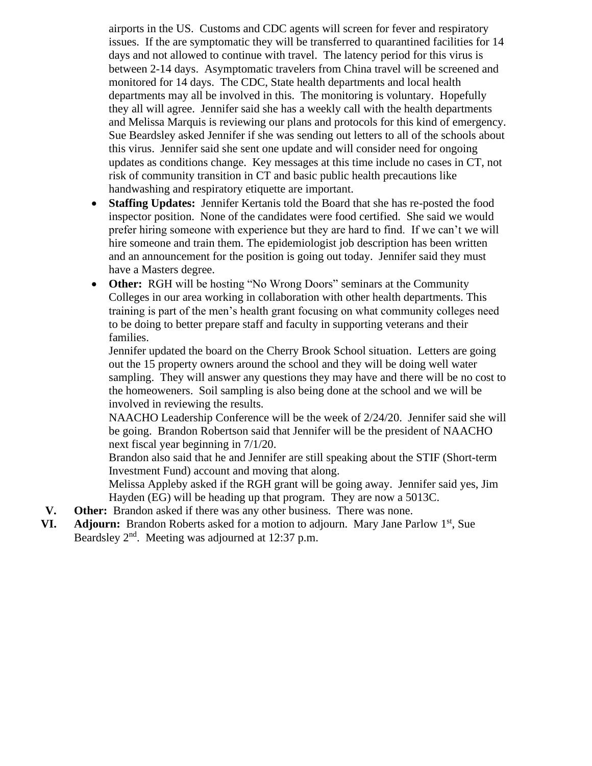airports in the US. Customs and CDC agents will screen for fever and respiratory issues. If the are symptomatic they will be transferred to quarantined facilities for 14 days and not allowed to continue with travel. The latency period for this virus is between 2-14 days. Asymptomatic travelers from China travel will be screened and monitored for 14 days. The CDC, State health departments and local health departments may all be involved in this. The monitoring is voluntary. Hopefully they all will agree. Jennifer said she has a weekly call with the health departments and Melissa Marquis is reviewing our plans and protocols for this kind of emergency. Sue Beardsley asked Jennifer if she was sending out letters to all of the schools about this virus. Jennifer said she sent one update and will consider need for ongoing updates as conditions change. Key messages at this time include no cases in CT, not risk of community transition in CT and basic public health precautions like handwashing and respiratory etiquette are important.

- **Staffing Updates:** Jennifer Kertanis told the Board that she has re-posted the food inspector position. None of the candidates were food certified. She said we would prefer hiring someone with experience but they are hard to find. If we can't we will hire someone and train them. The epidemiologist job description has been written and an announcement for the position is going out today. Jennifer said they must have a Masters degree.
- **Other:** RGH will be hosting "No Wrong Doors" seminars at the Community Colleges in our area working in collaboration with other health departments. This training is part of the men's health grant focusing on what community colleges need to be doing to better prepare staff and faculty in supporting veterans and their families.
  Jennifer updated the board on the Cherry Brook School situation. Letters are going out the 15 property owners around the school and they will be doing well water sampling. They will answer any questions they may have and there will be no cost to the homeoweners. Soil sampling is also being done at the school and we will be involved in reviewing the results.
  NAACHO Leadership Conference will be the week of 2/24/20. Jennifer said she will be going. Brandon Robertson said that Jennifer will be the president of NAACHO next fiscal year beginning in 7/1/20.
  Brandon also said that he and Jennifer are still speaking about the STIF (Short-term Investment Fund) account and moving that along.
  Melissa Appleby asked if the RGH grant will be going away. Jennifer said yes, Jim Hayden (EG) will be heading up that program. They are now a 5013C.

**V.** **Other:** Brandon asked if there was any other business. There was none.

**VI.** **Adjourn:** Brandon Roberts asked for a motion to adjourn. Mary Jane Parlow 1st, Sue Beardsley 2nd. Meeting was adjourned at 12:37 p.m.